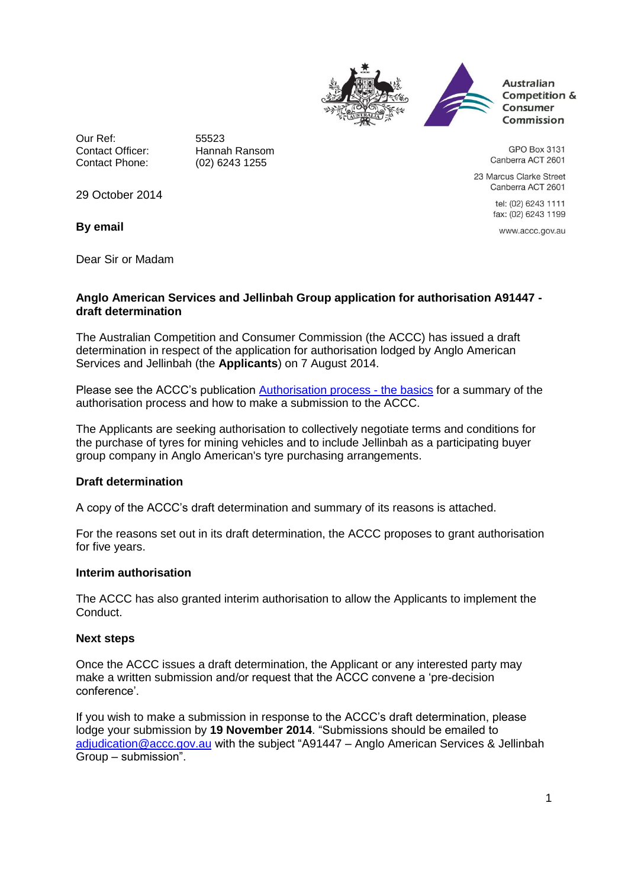Australian Competition & Consumer Commission

Our Ref: 55523
Contact Officer: Hannah Ransom
Contact Phone: (02) 6243 1255

GPO Box 3131
Canberra ACT 2601

23 Marcus Clarke Street
Canberra ACT 2601

tel: (02) 6243 1111
fax: (02) 6243 1199

www.accc.gov.au

29 October 2014

**By email**

Dear Sir or Madam

**Anglo American Services and Jellinbah Group application for authorisation A91447 - draft determination**

The Australian Competition and Consumer Commission (the ACCC) has issued a draft determination in respect of the application for authorisation lodged by Anglo American Services and Jellinbah (the **Applicants**) on 7 August 2014.

Please see the ACCC's publication Authorisation process - the basics for a summary of the authorisation process and how to make a submission to the ACCC.

The Applicants are seeking authorisation to collectively negotiate terms and conditions for the purchase of tyres for mining vehicles and to include Jellinbah as a participating buyer group company in Anglo American's tyre purchasing arrangements.

**Draft determination**

A copy of the ACCC's draft determination and summary of its reasons is attached.

For the reasons set out in its draft determination, the ACCC proposes to grant authorisation for five years.

**Interim authorisation**

The ACCC has also granted interim authorisation to allow the Applicants to implement the Conduct.

**Next steps**

Once the ACCC issues a draft determination, the Applicant or any interested party may make a written submission and/or request that the ACCC convene a 'pre-decision conference'.

If you wish to make a submission in response to the ACCC's draft determination, please lodge your submission by **19 November 2014**. "Submissions should be emailed to adjudication@accc.gov.au with the subject "A91447 – Anglo American Services & Jellinbah Group – submission".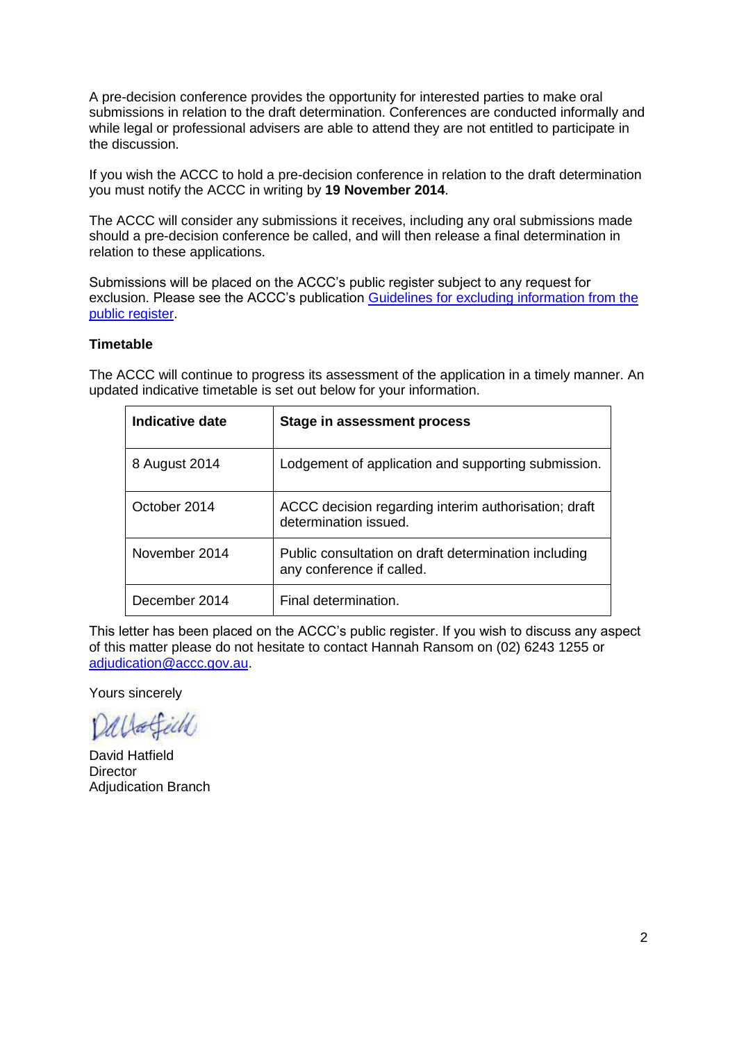A pre-decision conference provides the opportunity for interested parties to make oral submissions in relation to the draft determination. Conferences are conducted informally and while legal or professional advisers are able to attend they are not entitled to participate in the discussion.

If you wish the ACCC to hold a pre-decision conference in relation to the draft determination you must notify the ACCC in writing by **19 November 2014**.

The ACCC will consider any submissions it receives, including any oral submissions made should a pre-decision conference be called, and will then release a final determination in relation to these applications.

Submissions will be placed on the ACCC's public register subject to any request for exclusion. Please see the ACCC's publication [Guidelines for excluding information from the public register](Guidelines for excluding information from the public register).

**Timetable**

The ACCC will continue to progress its assessment of the application in a timely manner. An updated indicative timetable is set out below for your information.

| Indicative date | Stage in assessment process |
| --- | --- |
| 8 August 2014 | Lodgement of application and supporting submission. |
| October 2014 | ACCC decision regarding interim authorisation; draft determination issued. |
| November 2014 | Public consultation on draft determination including any conference if called. |
| December 2014 | Final determination. |

This letter has been placed on the ACCC's public register. If you wish to discuss any aspect of this matter please do not hesitate to contact Hannah Ransom on (02) 6243 1255 or adjudication@accc.gov.au.

Yours sincerely

David Hatfield
Director
Adjudication Branch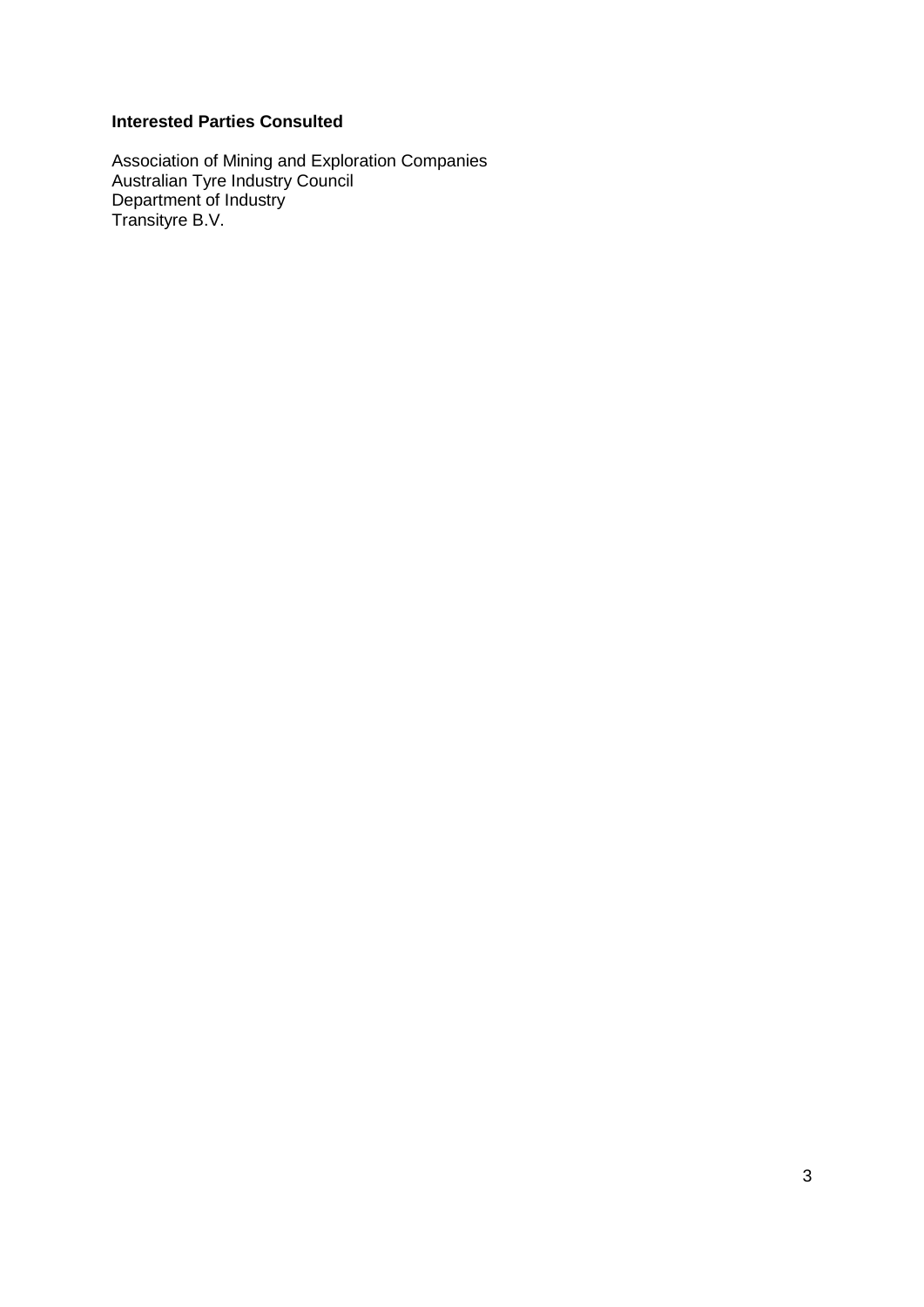**Interested Parties Consulted**

Association of Mining and Exploration Companies
Australian Tyre Industry Council
Department of Industry
Transityre B.V.